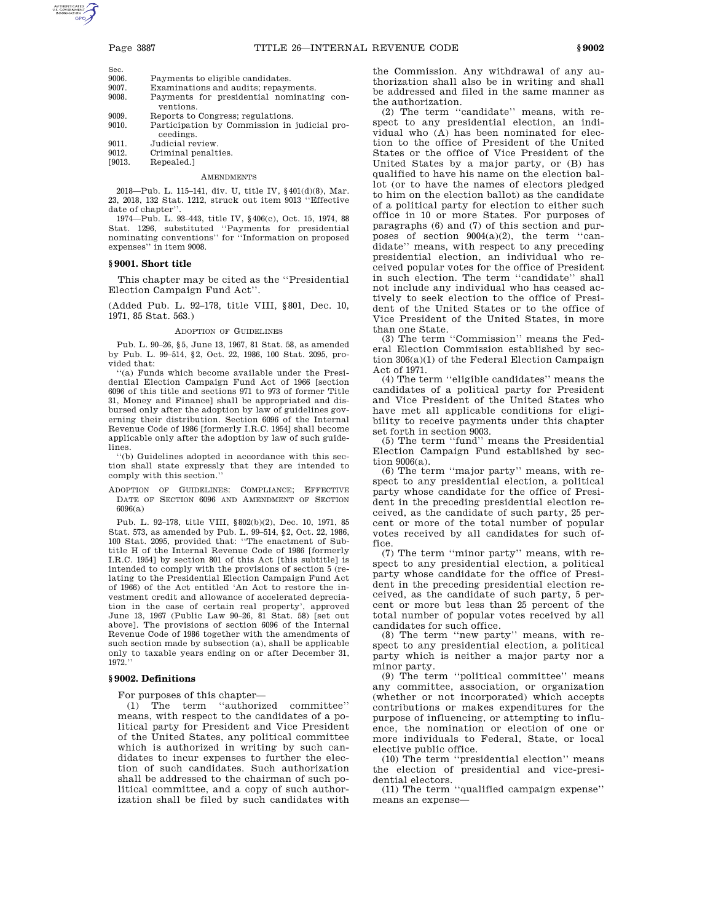| Sec. | |
|---|---|
| 9006. | Payments to eligible candidates. |
| 9007. | Examinations and audits; repayments. |
| 9008. | Payments for presidential nominating conventions. |
| 9009. | Reports to Congress; regulations. |
| 9010. | Participation by Commission in judicial proceedings. |
| 9011. | Judicial review. |
| 9012. | Criminal penalties. |
| [9013. | Repealed.] |

AMENDMENTS

2018—Pub. L. 115–141, div. U, title IV, §401(d)(8), Mar. 23, 2018, 132 Stat. 1212, struck out item 9013 ''Effective date of chapter''.

1974—Pub. L. 93–443, title IV, §406(c), Oct. 15, 1974, 88 Stat. 1296, substituted ''Payments for presidential nominating conventions'' for ''Information on proposed expenses'' in item 9008.

### §9001. Short title

This chapter may be cited as the ''Presidential Election Campaign Fund Act''.

(Added Pub. L. 92–178, title VIII, §801, Dec. 10, 1971, 85 Stat. 563.)

ADOPTION OF GUIDELINES

Pub. L. 90–26, §5, June 13, 1967, 81 Stat. 58, as amended by Pub. L. 99–514, §2, Oct. 22, 1986, 100 Stat. 2095, provided that:

''(a) Funds which become available under the Presidential Election Campaign Fund Act of 1966 [section 6096 of this title and sections 971 to 973 of former Title 31, Money and Finance] shall be appropriated and disbursed only after the adoption by law of guidelines governing their distribution. Section 6096 of the Internal Revenue Code of 1986 [formerly I.R.C. 1954] shall become applicable only after the adoption by law of such guidelines.

''(b) Guidelines adopted in accordance with this section shall state expressly that they are intended to comply with this section.''

ADOPTION OF GUIDELINES: COMPLIANCE; EFFECTIVE DATE OF SECTION 6096 AND AMENDMENT OF SECTION 6096(a)

Pub. L. 92–178, title VIII, §802(b)(2), Dec. 10, 1971, 85 Stat. 573, as amended by Pub. L. 99–514, §2, Oct. 22, 1986, 100 Stat. 2095, provided that: ''The enactment of Subtitle H of the Internal Revenue Code of 1986 [formerly I.R.C. 1954] by section 801 of this Act [this subtitle] is intended to comply with the provisions of section 5 (relating to the Presidential Election Campaign Fund Act of 1966) of the Act entitled 'An Act to restore the investment credit and allowance of accelerated depreciation in the case of certain real property', approved June 13, 1967 (Public Law 90–26, 81 Stat. 58) [set out above]. The provisions of section 6096 of the Internal Revenue Code of 1986 together with the amendments of such section made by subsection (a), shall be applicable only to taxable years ending on or after December 31, 1972.''

### §9002. Definitions

For purposes of this chapter—

(1) The term ''authorized committee'' means, with respect to the candidates of a political party for President and Vice President of the United States, any political committee which is authorized in writing by such candidates to incur expenses to further the election of such candidates. Such authorization shall be addressed to the chairman of such political committee, and a copy of such authorization shall be filed by such candidates with the Commission. Any withdrawal of any authorization shall also be in writing and shall be addressed and filed in the same manner as the authorization.

(2) The term ''candidate'' means, with respect to any presidential election, an individual who (A) has been nominated for election to the office of President of the United States or the office of Vice President of the United States by a major party, or (B) has qualified to have his name on the election ballot (or to have the names of electors pledged to him on the election ballot) as the candidate of a political party for election to either such office in 10 or more States. For purposes of paragraphs (6) and (7) of this section and purposes of section 9004(a)(2), the term ''candidate'' means, with respect to any preceding presidential election, an individual who received popular votes for the office of President in such election. The term ''candidate'' shall not include any individual who has ceased actively to seek election to the office of President of the United States or to the office of Vice President of the United States, in more than one State.

(3) The term ''Commission'' means the Federal Election Commission established by section 306(a)(1) of the Federal Election Campaign Act of 1971.

(4) The term ''eligible candidates'' means the candidates of a political party for President and Vice President of the United States who have met all applicable conditions for eligibility to receive payments under this chapter set forth in section 9003.

(5) The term ''fund'' means the Presidential Election Campaign Fund established by section 9006(a).

(6) The term ''major party'' means, with respect to any presidential election, a political party whose candidate for the office of President in the preceding presidential election received, as the candidate of such party, 25 percent or more of the total number of popular votes received by all candidates for such office.

(7) The term ''minor party'' means, with respect to any presidential election, a political party whose candidate for the office of President in the preceding presidential election received, as the candidate of such party, 5 percent or more but less than 25 percent of the total number of popular votes received by all candidates for such office.

(8) The term ''new party'' means, with respect to any presidential election, a political party which is neither a major party nor a minor party.

(9) The term ''political committee'' means any committee, association, or organization (whether or not incorporated) which accepts contributions or makes expenditures for the purpose of influencing, or attempting to influence, the nomination or election of one or more individuals to Federal, State, or local elective public office.

(10) The term ''presidential election'' means the election of presidential and vice-presidential electors.

(11) The term ''qualified campaign expense'' means an expense—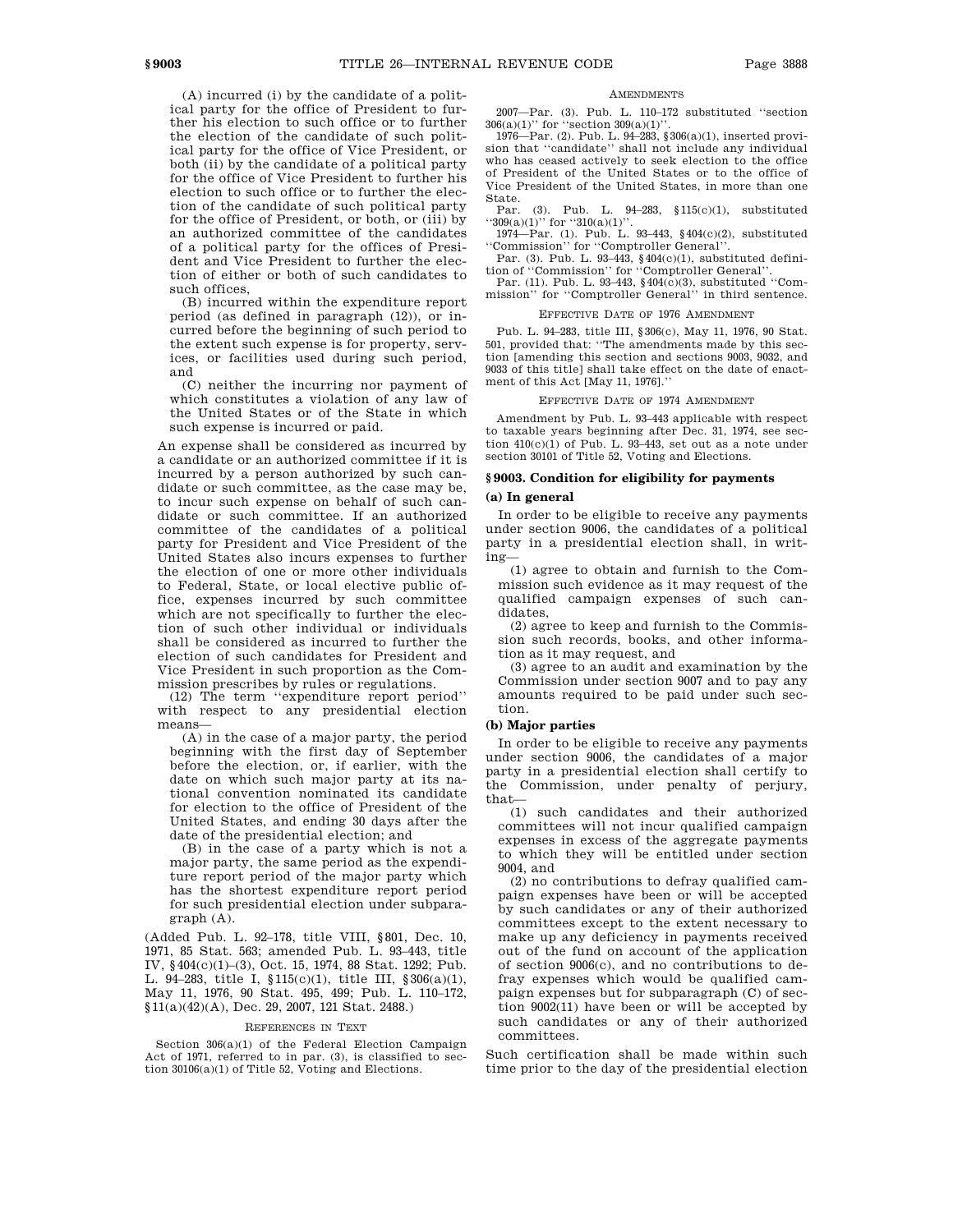(A) incurred (i) by the candidate of a political party for the office of President to further his election to such office or to further the election of the candidate of such political party for the office of Vice President, or both (ii) by the candidate of a political party for the office of Vice President to further his election to such office or to further the election of the candidate of such political party for the office of President, or both, or (iii) by an authorized committee of the candidates of a political party for the offices of President and Vice President to further the election of either or both of such candidates to such offices,

(B) incurred within the expenditure report period (as defined in paragraph (12)), or incurred before the beginning of such period to the extent such expense is for property, services, or facilities used during such period, and

(C) neither the incurring nor payment of which constitutes a violation of any law of the United States or of the State in which such expense is incurred or paid.

An expense shall be considered as incurred by a candidate or an authorized committee if it is incurred by a person authorized by such candidate or such committee, as the case may be, to incur such expense on behalf of such candidate or such committee. If an authorized committee of the candidates of a political party for President and Vice President of the United States also incurs expenses to further the election of one or more other individuals to Federal, State, or local elective public office, expenses incurred by such committee which are not specifically to further the election of such other individual or individuals shall be considered as incurred to further the election of such candidates for President and Vice President in such proportion as the Commission prescribes by rules or regulations.

(12) The term ''expenditure report period'' with respect to any presidential election means—

(A) in the case of a major party, the period beginning with the first day of September before the election, or, if earlier, with the date on which such major party at its national convention nominated its candidate for election to the office of President of the United States, and ending 30 days after the date of the presidential election; and

(B) in the case of a party which is not a major party, the same period as the expenditure report period of the major party which has the shortest expenditure report period for such presidential election under subparagraph (A).

(Added Pub. L. 92–178, title VIII, §801, Dec. 10, 1971, 85 Stat. 563; amended Pub. L. 93–443, title IV, §404(c)(1)–(3), Oct. 15, 1974, 88 Stat. 1292; Pub. L. 94–283, title I, §115(c)(1), title III, §306(a)(1), May 11, 1976, 90 Stat. 495, 499; Pub. L. 110–172, §11(a)(42)(A), Dec. 29, 2007, 121 Stat. 2488.)

REFERENCES IN TEXT

Section 306(a)(1) of the Federal Election Campaign Act of 1971, referred to in par. (3), is classified to section 30106(a)(1) of Title 52, Voting and Elections.

AMENDMENTS

2007—Par. (3). Pub. L. 110–172 substituted ''section 306(a)(1)'' for ''section 309(a)(1)''.

1976—Par. (2). Pub. L. 94–283, §306(a)(1), inserted provision that ''candidate'' shall not include any individual who has ceased actively to seek election to the office of President of the United States or to the office of Vice President of the United States, in more than one State.

Par. (3). Pub. L. 94–283, §115(c)(1), substituted ''309(a)(1)'' for ''310(a)(1)''.

1974—Par. (1). Pub. L. 93–443, §404(c)(2), substituted ''Commission'' for ''Comptroller General''.

Par. (3). Pub. L. 93–443, §404(c)(1), substituted definition of ''Commission'' for ''Comptroller General''.

Par. (11). Pub. L. 93–443, §404(c)(3), substituted ''Commission'' for ''Comptroller General'' in third sentence.

EFFECTIVE DATE OF 1976 AMENDMENT

Pub. L. 94–283, title III, §306(c), May 11, 1976, 90 Stat. 501, provided that: ''The amendments made by this section [amending this section and sections 9003, 9032, and 9033 of this title] shall take effect on the date of enactment of this Act [May 11, 1976].''

EFFECTIVE DATE OF 1974 AMENDMENT

Amendment by Pub. L. 93–443 applicable with respect to taxable years beginning after Dec. 31, 1974, see section 410(c)(1) of Pub. L. 93–443, set out as a note under section 30101 of Title 52, Voting and Elections.

## §9003. Condition for eligibility for payments

### (a) In general

In order to be eligible to receive any payments under section 9006, the candidates of a political party in a presidential election shall, in writing—

(1) agree to obtain and furnish to the Commission such evidence as it may request of the qualified campaign expenses of such candidates,

(2) agree to keep and furnish to the Commission such records, books, and other information as it may request, and

(3) agree to an audit and examination by the Commission under section 9007 and to pay any amounts required to be paid under such section.

### (b) Major parties

In order to be eligible to receive any payments under section 9006, the candidates of a major party in a presidential election shall certify to the Commission, under penalty of perjury, that—

(1) such candidates and their authorized committees will not incur qualified campaign expenses in excess of the aggregate payments to which they will be entitled under section 9004, and

(2) no contributions to defray qualified campaign expenses have been or will be accepted by such candidates or any of their authorized committees except to the extent necessary to make up any deficiency in payments received out of the fund on account of the application of section 9006(c), and no contributions to defray expenses which would be qualified campaign expenses but for subparagraph (C) of section 9002(11) have been or will be accepted by such candidates or any of their authorized committees.

Such certification shall be made within such time prior to the day of the presidential election